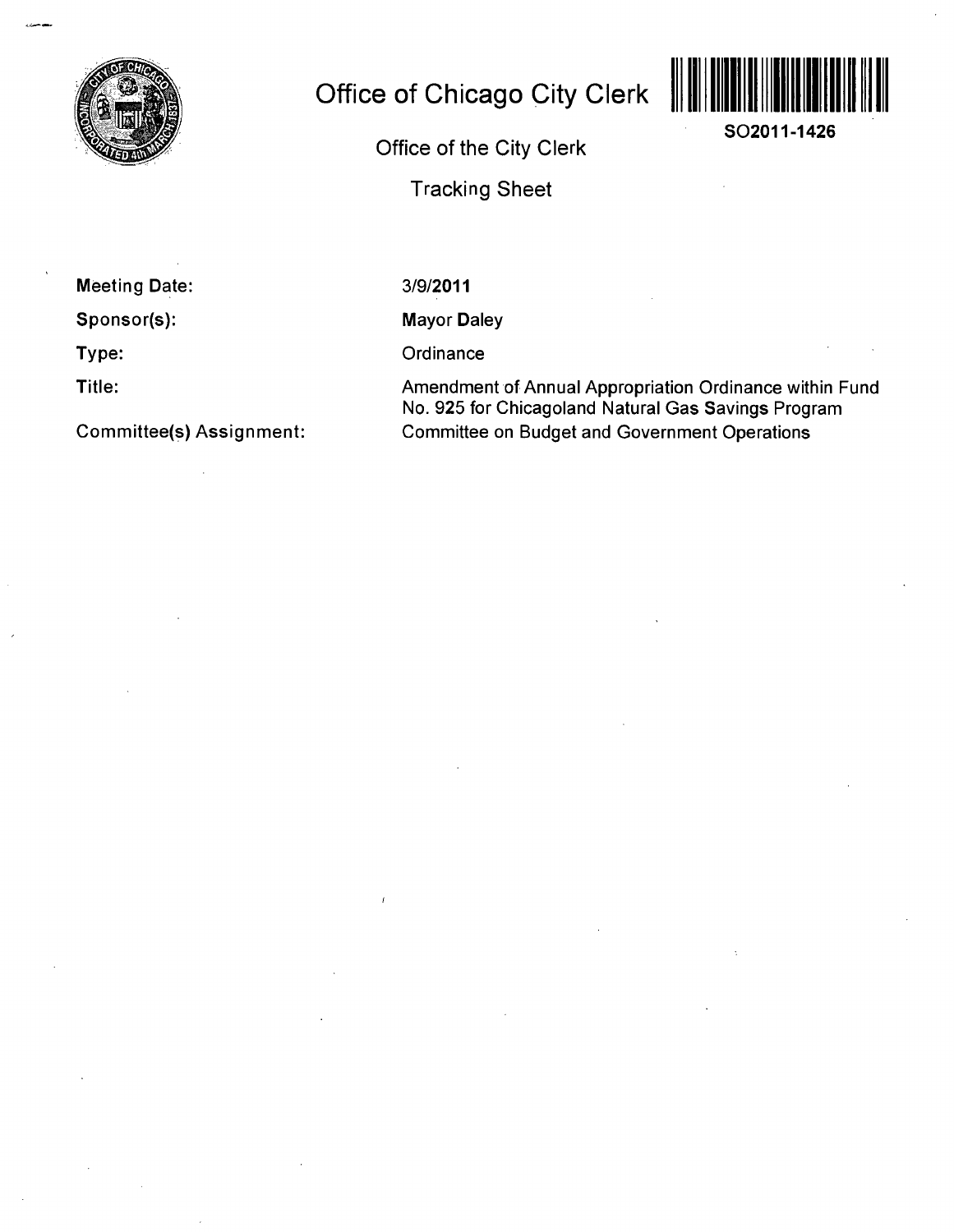# Office of Chicago City Clerk

SO2011-1426

Office of the City Clerk

Tracking Sheet

| | |
|---|---|
| **Meeting Date:** | 3/9/2011 |
| **Sponsor(s):** | Mayor Daley |
| **Type:** | Ordinance |
| **Title:** | Amendment of Annual Appropriation Ordinance within Fund No. 925 for Chicagoland Natural Gas Savings Program |
| **Committee(s) Assignment:** | Committee on Budget and Government Operations |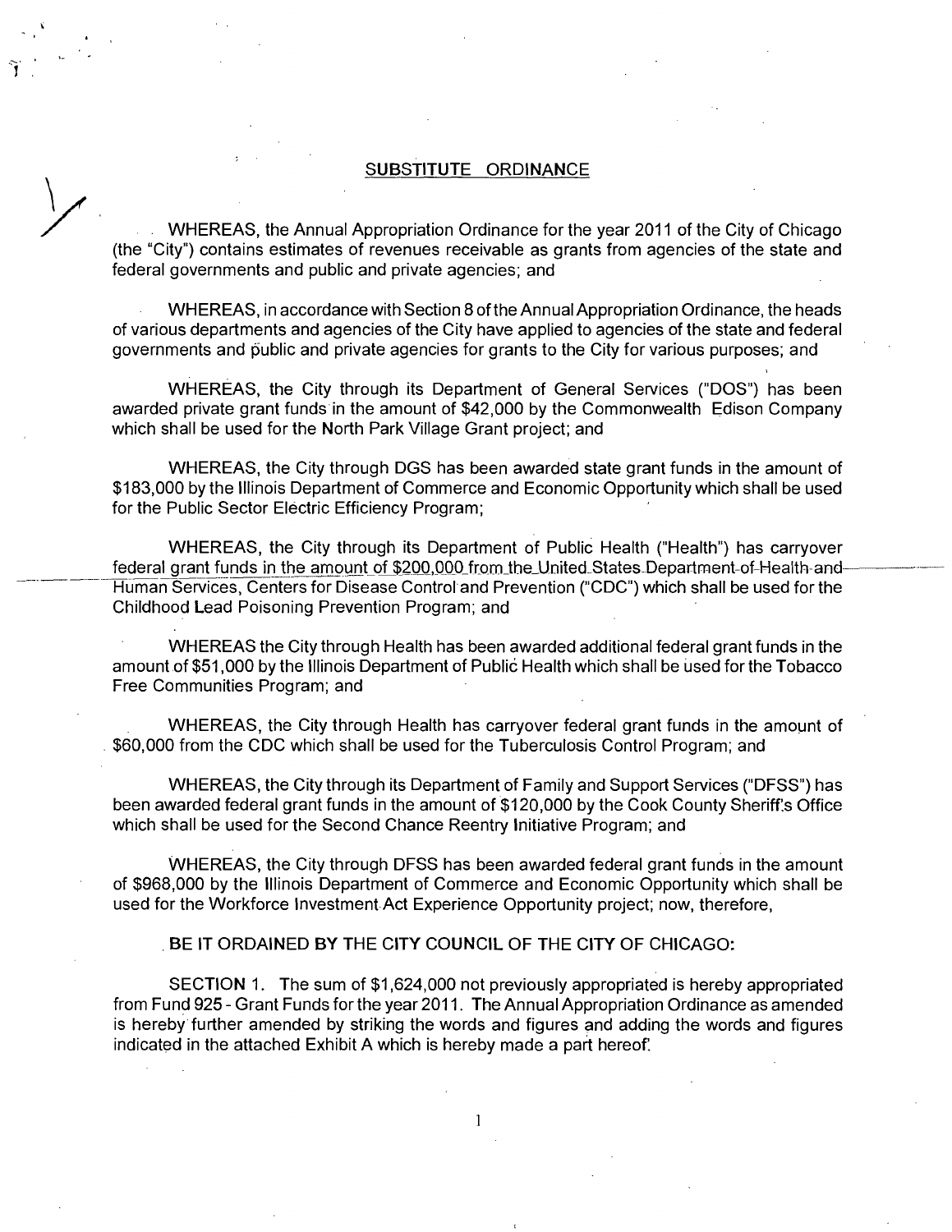## SUBSTITUTE ORDINANCE

WHEREAS, the Annual Appropriation Ordinance for the year 2011 of the City of Chicago (the "City") contains estimates of revenues receivable as grants from agencies of the state and federal governments and public and private agencies; and

WHEREAS, in accordance with Section 8 of the Annual Appropriation Ordinance, the heads of various departments and agencies of the City have applied to agencies of the state and federal governments and public and private agencies for grants to the City for various purposes; and

WHEREAS, the City through its Department of General Services ("DOS") has been awarded private grant funds in the amount of $42,000 by the Commonwealth Edison Company which shall be used for the North Park Village Grant project; and

WHEREAS, the City through DGS has been awarded state grant funds in the amount of $183,000 by the Illinois Department of Commerce and Economic Opportunity which shall be used for the Public Sector Electric Efficiency Program;

WHEREAS, the City through its Department of Public Health ("Health") has carryover federal grant funds in the amount of $200,000 from the United States Department of Health and Human Services, Centers for Disease Control and Prevention ("CDC") which shall be used for the Childhood Lead Poisoning Prevention Program; and

WHEREAS the City through Health has been awarded additional federal grant funds in the amount of $51,000 by the Illinois Department of Public Health which shall be used for the Tobacco Free Communities Program; and

WHEREAS, the City through Health has carryover federal grant funds in the amount of $60,000 from the CDC which shall be used for the Tuberculosis Control Program; and

WHEREAS, the City through its Department of Family and Support Services ("DFSS") has been awarded federal grant funds in the amount of $120,000 by the Cook County Sheriff's Office which shall be used for the Second Chance Reentry Initiative Program; and

WHEREAS, the City through DFSS has been awarded federal grant funds in the amount of $968,000 by the Illinois Department of Commerce and Economic Opportunity which shall be used for the Workforce Investment Act Experience Opportunity project; now, therefore,

BE IT ORDAINED BY THE CITY COUNCIL OF THE CITY OF CHICAGO:

SECTION 1. The sum of $1,624,000 not previously appropriated is hereby appropriated from Fund 925 - Grant Funds for the year 2011. The Annual Appropriation Ordinance as amended is hereby further amended by striking the words and figures and adding the words and figures indicated in the attached Exhibit A which is hereby made a part hereof.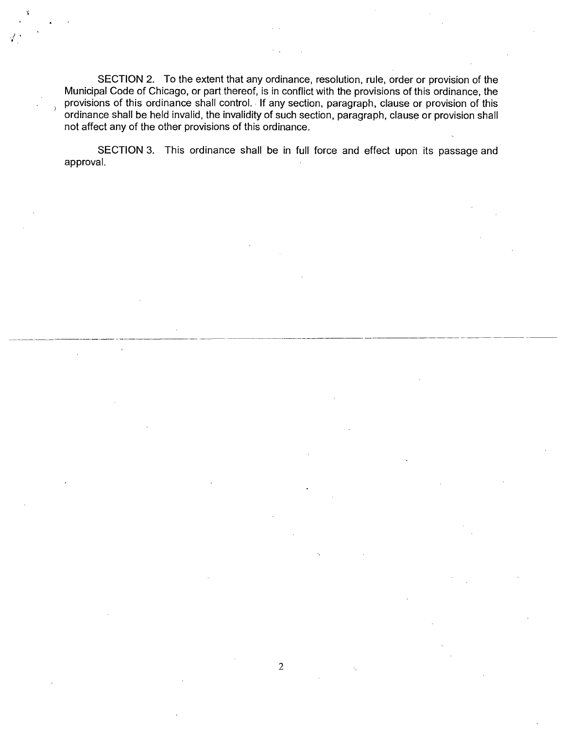SECTION 2. To the extent that any ordinance, resolution, rule, order or provision of the Municipal Code of Chicago, or part thereof, is in conflict with the provisions of this ordinance, the provisions of this ordinance shall control. If any section, paragraph, clause or provision of this ordinance shall be held invalid, the invalidity of such section, paragraph, clause or provision shall not affect any of the other provisions of this ordinance.

SECTION 3. This ordinance shall be in full force and effect upon its passage and approval.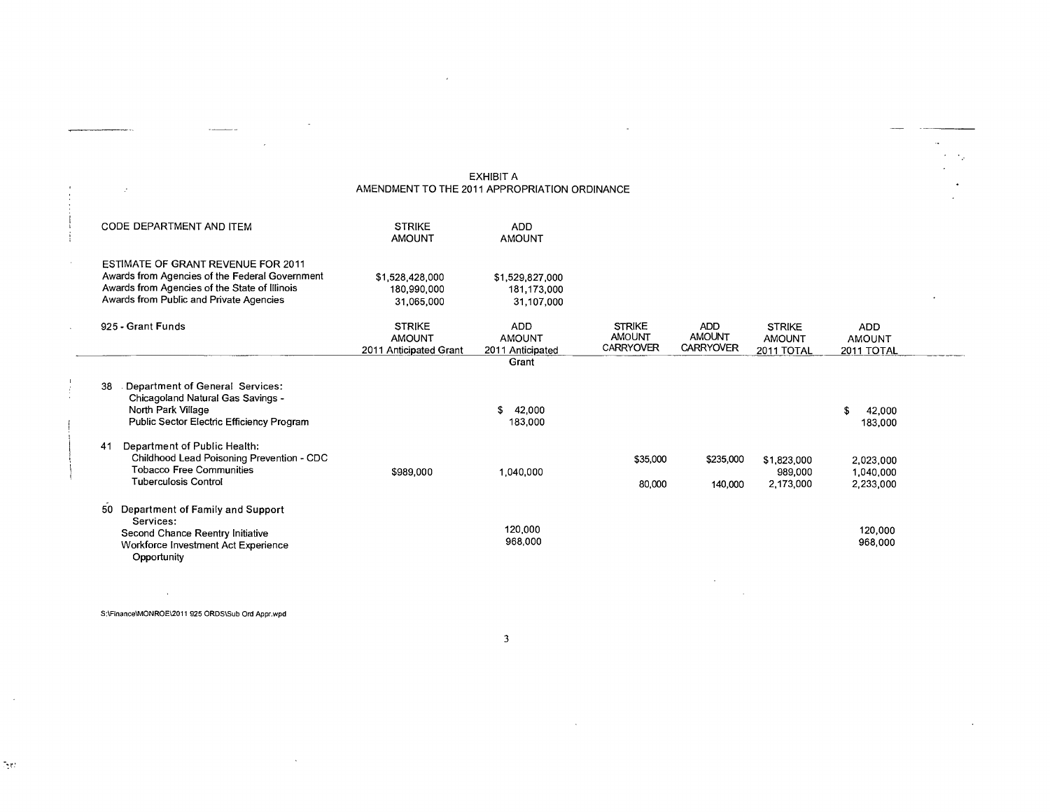EXHIBIT A
AMENDMENT TO THE 2011 APPROPRIATION ORDINANCE

| CODE DEPARTMENT AND ITEM | STRIKE AMOUNT | ADD AMOUNT |
|---|---|---|
| ESTIMATE OF GRANT REVENUE FOR 2011 | | |
| Awards from Agencies of the Federal Government | $1,528,428,000 | $1,529,827,000 |
| Awards from Agencies of the State of Illinois | 180,990,000 | 181,173,000 |
| Awards from Public and Private Agencies | 31,065,000 | 31,107,000 |

| 925 - Grant Funds | STRIKE AMOUNT 2011 Anticipated Grant | ADD AMOUNT 2011 Anticipated Grant | STRIKE AMOUNT CARRYOVER | ADD AMOUNT CARRYOVER | STRIKE AMOUNT 2011 TOTAL | ADD AMOUNT 2011 TOTAL |
|---|---|---|---|---|---|---|
| 38 Department of General Services: | | | | | | |
| Chicagoland Natural Gas Savings - North Park Village | | $ 42,000 | | | | $ 42,000 |
| Public Sector Electric Efficiency Program | | 183,000 | | | | 183,000 |
| 41 Department of Public Health: | | | | | | |
| Childhood Lead Poisoning Prevention - CDC | | | $35,000 | $235,000 | $1,823,000 | 2,023,000 |
| Tobacco Free Communities | $989,000 | 1,040,000 | | | 989,000 | 1,040,000 |
| Tuberculosis Control | | | 80,000 | 140,000 | 2,173,000 | 2,233,000 |
| 50 Department of Family and Support Services: | | | | | | |
| Second Chance Reentry Initiative | | 120,000 | | | | 120,000 |
| Workforce Investment Act Experience Opportunity | | 968,000 | | | | 968,000 |

S:\Finance\MONROE\2011 925 ORDS\Sub Ord Appr.wpd